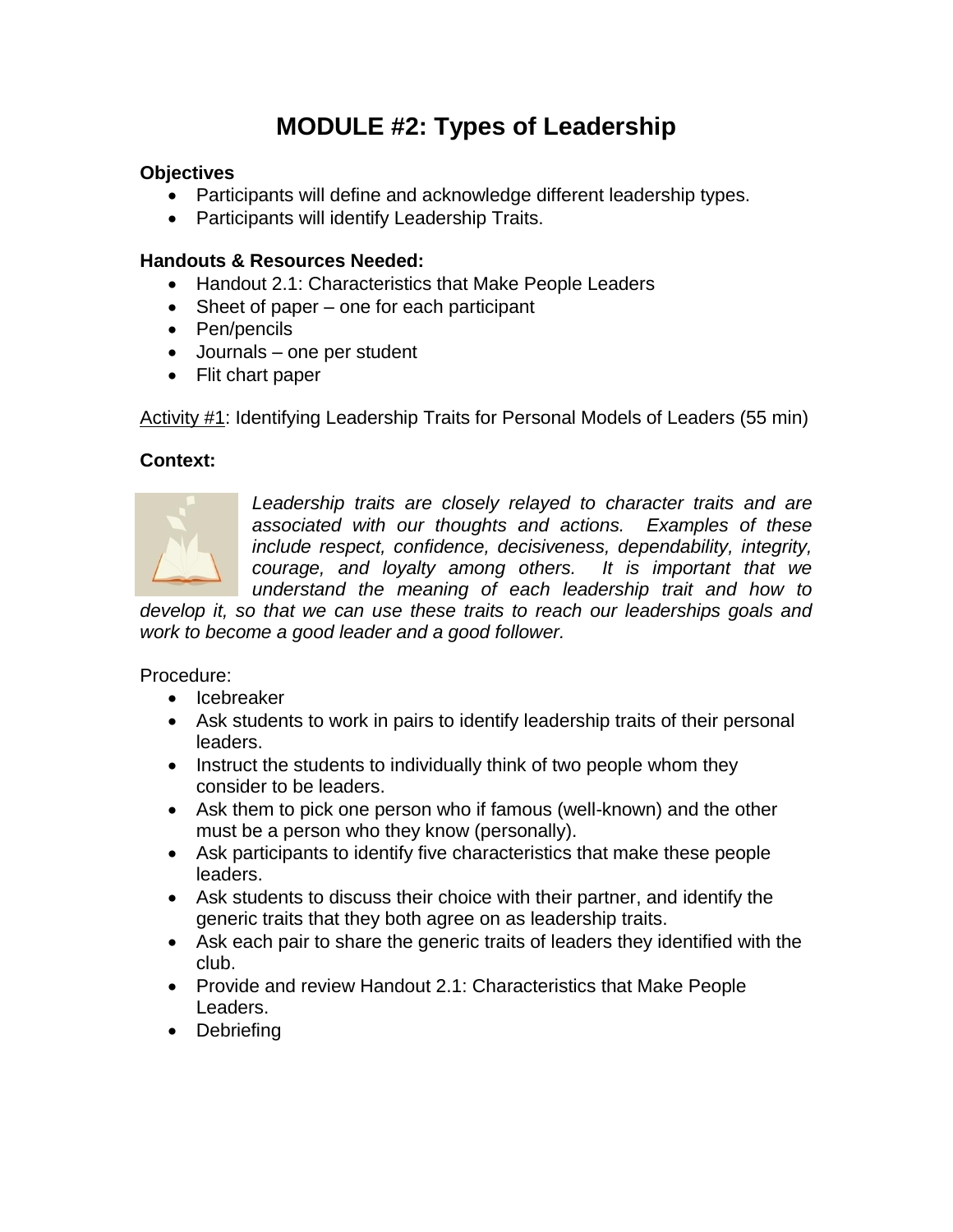# MODULE #2: Types of Leadership

**Objectives**

- Participants will define and acknowledge different leadership types.
- Participants will identify Leadership Traits.

**Handouts & Resources Needed:**

- Handout 2.1: Characteristics that Make People Leaders
- Sheet of paper – one for each participant
- Pen/pencils
- Journals – one per student
- Flit chart paper

<u>Activity #1</u>: Identifying Leadership Traits for Personal Models of Leaders (55 min)

**Context:**

*Leadership traits are closely relayed to character traits and are associated with our thoughts and actions. Examples of these include respect, confidence, decisiveness, dependability, integrity, courage, and loyalty among others. It is important that we understand the meaning of each leadership trait and how to develop it, so that we can use these traits to reach our leaderships goals and work to become a good leader and a good follower.*

Procedure:

- Icebreaker
- Ask students to work in pairs to identify leadership traits of their personal leaders.
- Instruct the students to individually think of two people whom they consider to be leaders.
- Ask them to pick one person who if famous (well-known) and the other must be a person who they know (personally).
- Ask participants to identify five characteristics that make these people leaders.
- Ask students to discuss their choice with their partner, and identify the generic traits that they both agree on as leadership traits.
- Ask each pair to share the generic traits of leaders they identified with the club.
- Provide and review Handout 2.1: Characteristics that Make People Leaders.
- Debriefing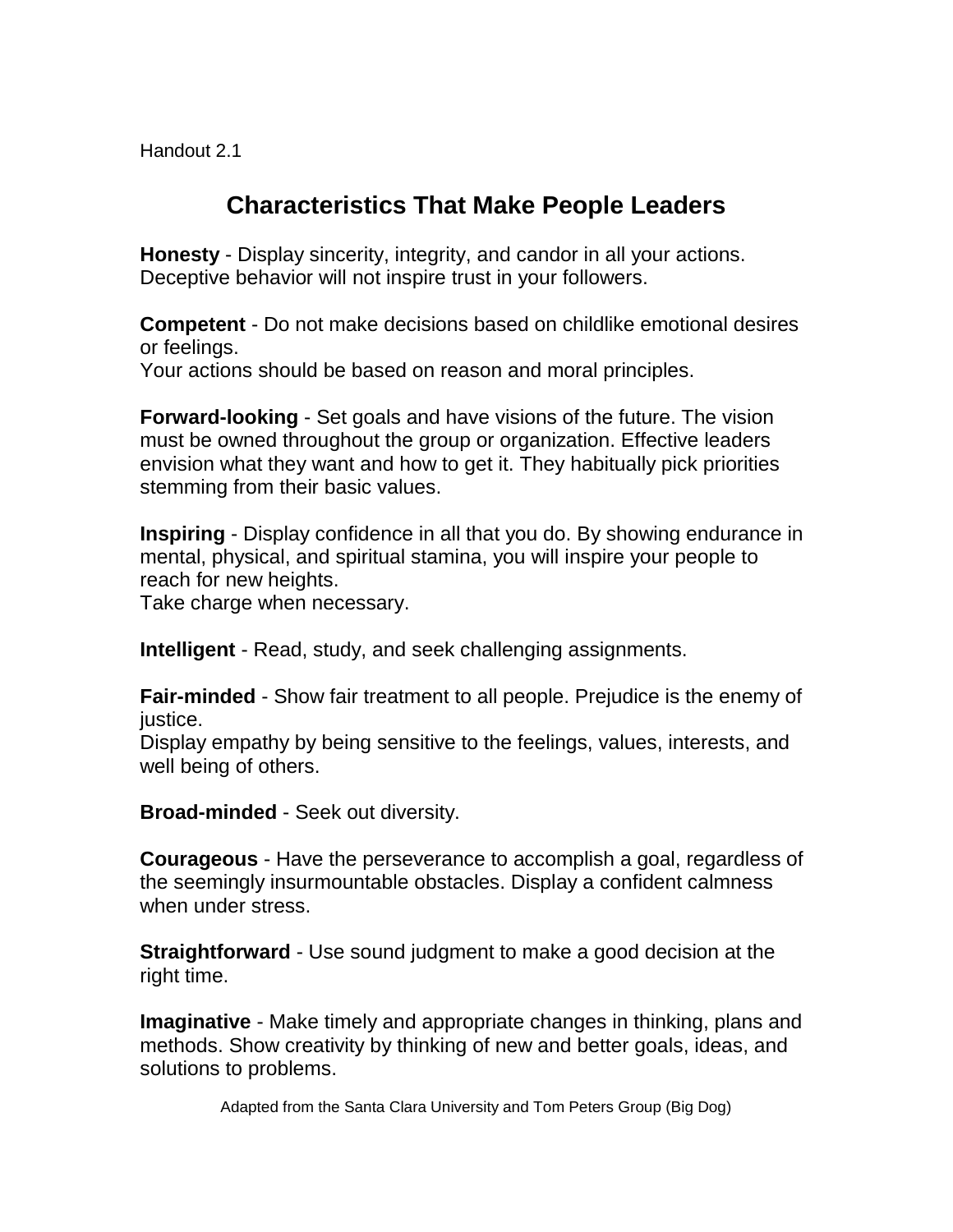Handout 2.1

# Characteristics That Make People Leaders

**Honesty** - Display sincerity, integrity, and candor in all your actions. Deceptive behavior will not inspire trust in your followers.

**Competent** - Do not make decisions based on childlike emotional desires or feelings.
Your actions should be based on reason and moral principles.

**Forward-looking** - Set goals and have visions of the future. The vision must be owned throughout the group or organization. Effective leaders envision what they want and how to get it. They habitually pick priorities stemming from their basic values.

**Inspiring** - Display confidence in all that you do. By showing endurance in mental, physical, and spiritual stamina, you will inspire your people to reach for new heights.
Take charge when necessary.

**Intelligent** - Read, study, and seek challenging assignments.

**Fair-minded** - Show fair treatment to all people. Prejudice is the enemy of justice.
Display empathy by being sensitive to the feelings, values, interests, and well being of others.

**Broad-minded** - Seek out diversity.

**Courageous** - Have the perseverance to accomplish a goal, regardless of the seemingly insurmountable obstacles. Display a confident calmness when under stress.

**Straightforward** - Use sound judgment to make a good decision at the right time.

**Imaginative** - Make timely and appropriate changes in thinking, plans and methods. Show creativity by thinking of new and better goals, ideas, and solutions to problems.

Adapted from the Santa Clara University and Tom Peters Group (Big Dog)